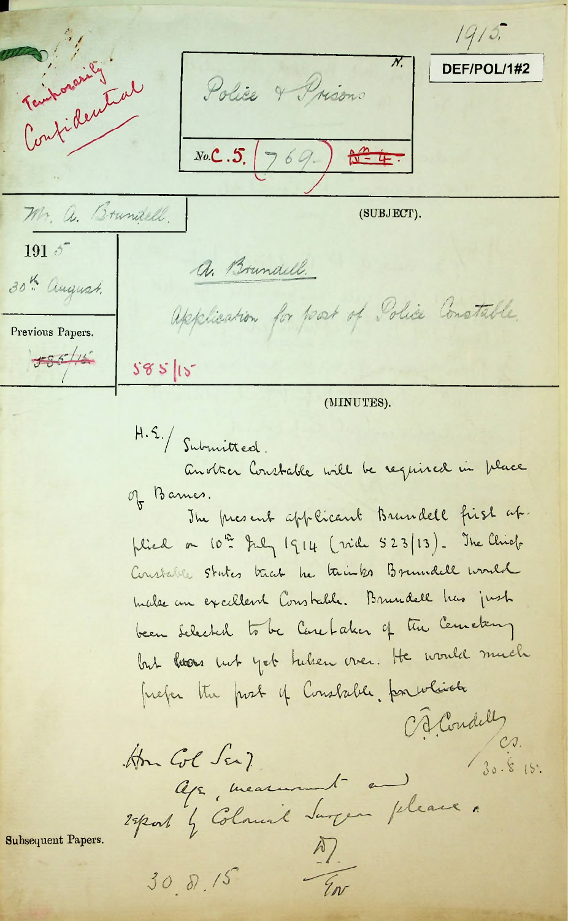Temporarily Confidential

1915.

DEF/POL/1#2

N.

Police & Prisons

No. C.5. (769.) ~~N° 4.~~

Mr. A. Brundell.

(SUBJECT).

1915

30th August.

A. Brundell.

Application for post of Police Constable.

Previous Papers.

~~585/15~~

585/15

(MINUTES).

H.E./ Submitted.

Another Constable will be required in place of Barnes.

The present applicant Brundell first applied on 10th July 1914 (vide 523/13). The Chief Constable states that he thinks Brundell would make an excellent Constable. Brundell has just been selected to be Caretaker of the Cemetery but has not yet taken over. He would much prefer the post of Constable, for which

C.A. Condell
C.S.
30.8.15.

Hon Col Secy.

Age, measurement and report by Colonial Surgeon please.

A.Y.
Gov

30.8.15

Subsequent Papers.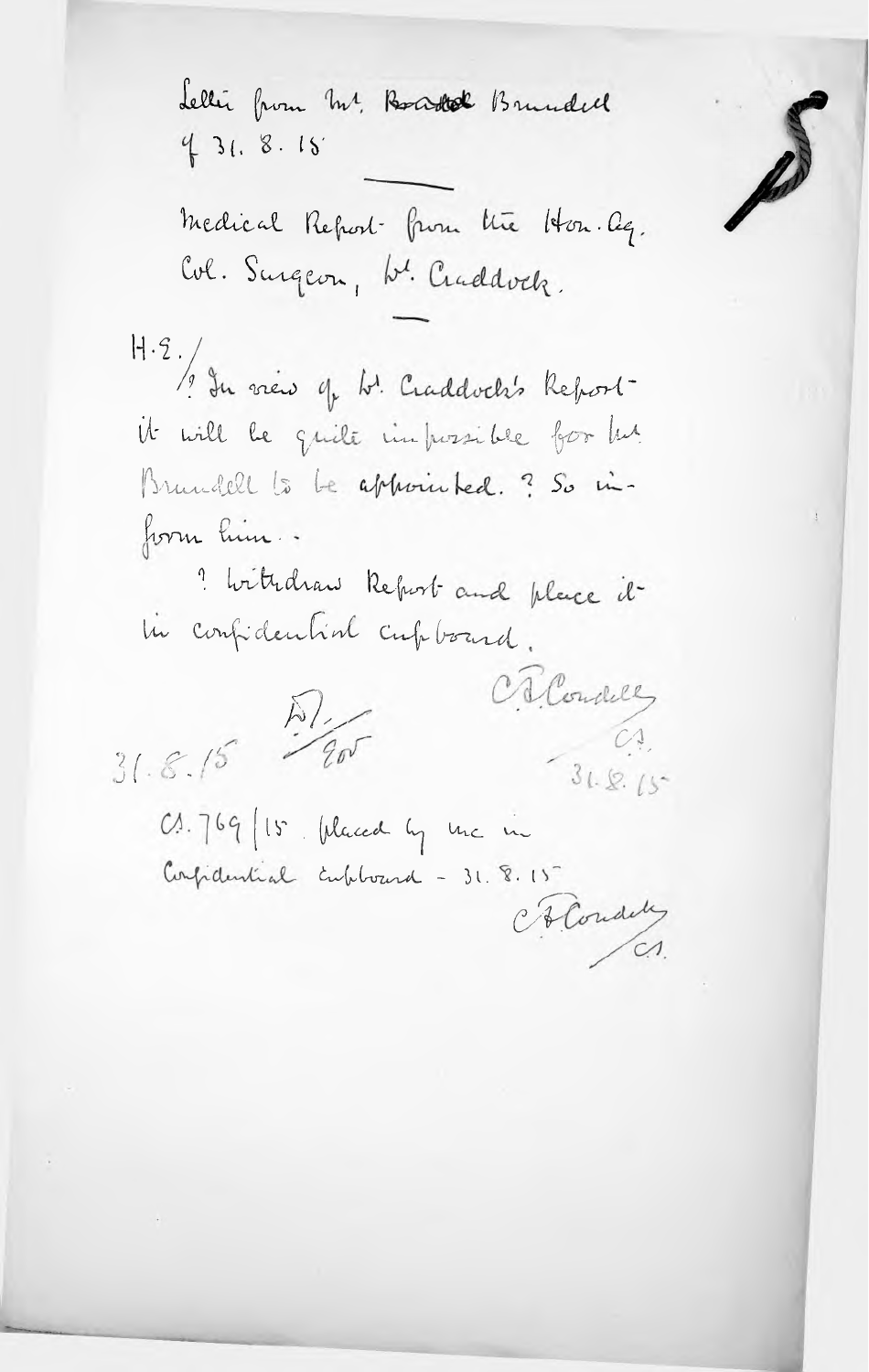Letter from Mr. ~~Bradtok~~ Brundell of 31. 8. 15

---

Medical Report from the Hon. Ag. Col. Surgeon, Dr. Craddock.

---

H.E./

? In view of Dr. Craddock's Report it will be quite impossible for Mr. Brundell to be appointed. ? So inform him.

? Withdraw Report and place it in confidential cupboard.

31. 8. 15 &nbsp;&nbsp; ED/ 

C. B. Cowdell  
CS.  
31. 8. 15

CS. 769/15. placed by me in Confidential cupboard - 31. 8. 15

C. B. Cowdell  
CS.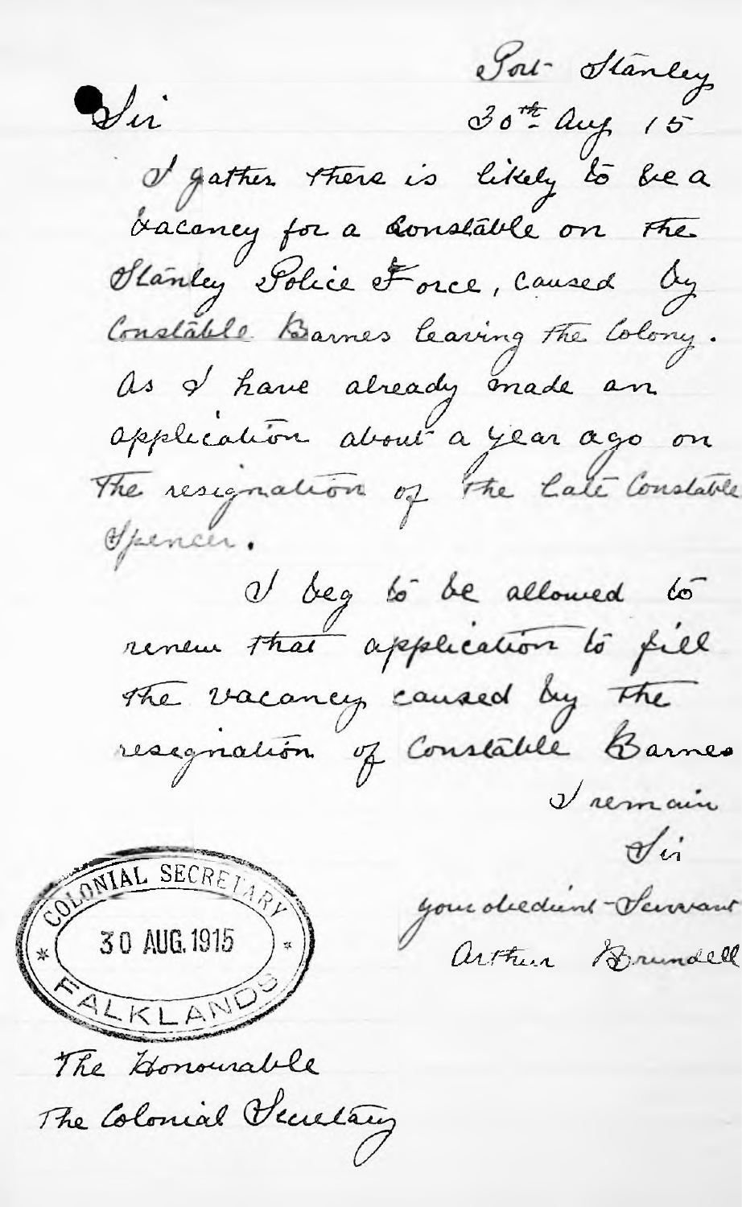Port Stanley
30th Aug 15

Sir

I gather there is likely to be a vacancy for a Constable on the Stanley Police Force, caused by Constable Barnes leaving the Colony. As I have already made an application about a year ago on the resignation of the late Constable Spencer.

I beg to be allowed to renew that application to fill the vacancy caused by the resignation of Constable Barnes

I remain
Sir
your obedient Servant
Arthur Brundell

COLONIAL SECRETARY
30 AUG. 1915
FALKLANDS

The Honourable
The Colonial Secretary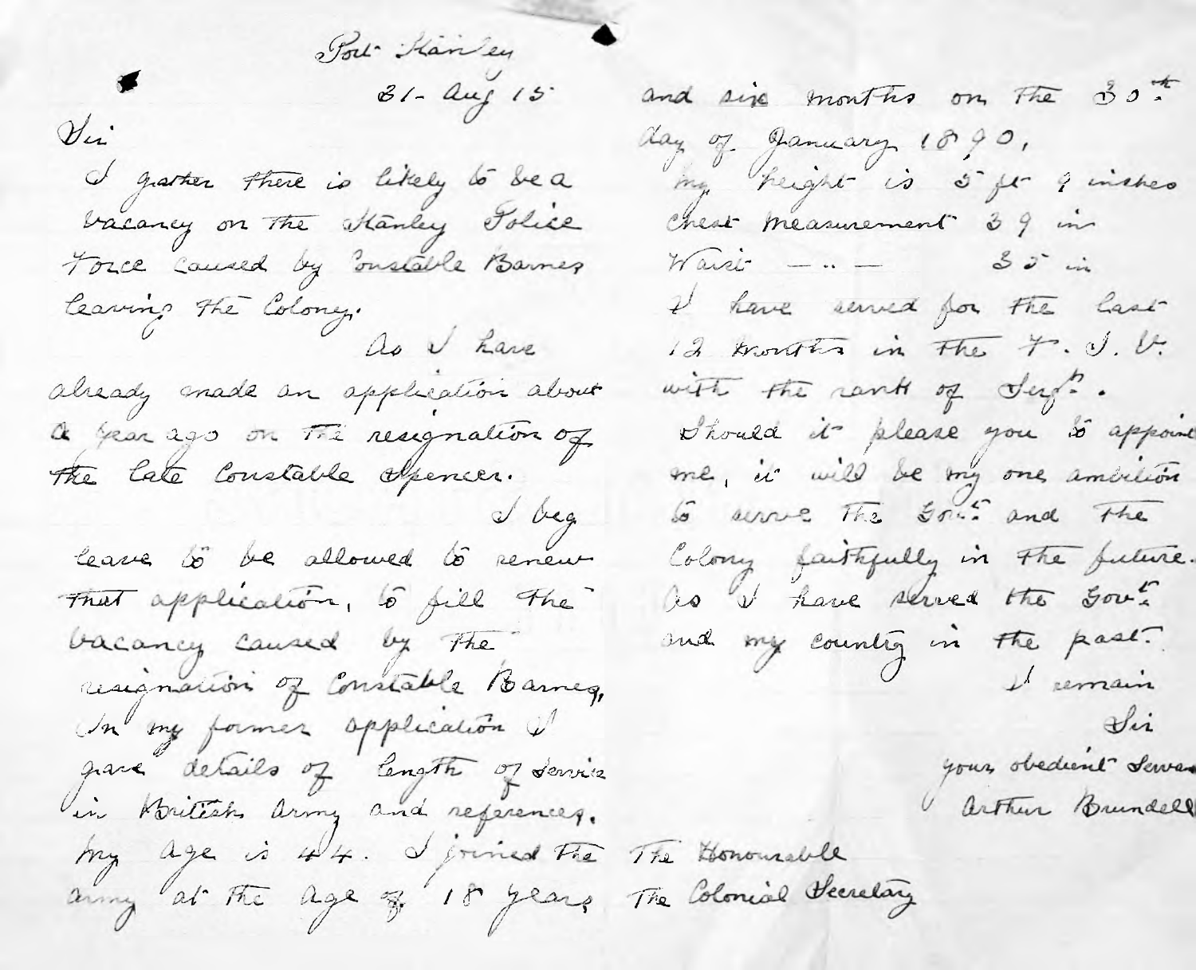Port Stanley

31 Aug 15

Sir

I gather there is likely to be a vacancy on the Stanley Police Force caused by Constable Barnes leaving the Colony.

As I have already made an application about a year ago on the resignation of the late Constable Spencer.

I beg leave to be allowed to renew that application, to fill the vacancy caused by the resignation of Constable Barnes, In my former application I gave details of length of service in British Army and references.

My age is 44. I joined the army at the age of 18 years and six months on the 30th day of January 1890,

My height is 5 ft 9 inches
Chest measurement 39 in
Waist — " — 35 in

I have served for the last 12 months in the F. I. V. with the rank of Sergt.

Should it please you to appoint me, it will be my one ambition to serve the Govt and the Colony faithfully in the future. As I have served the Govt and my country in the past.

I remain
Sir
your obedient Servant
Arthur Brundell

The Honourable
The Colonial Secretary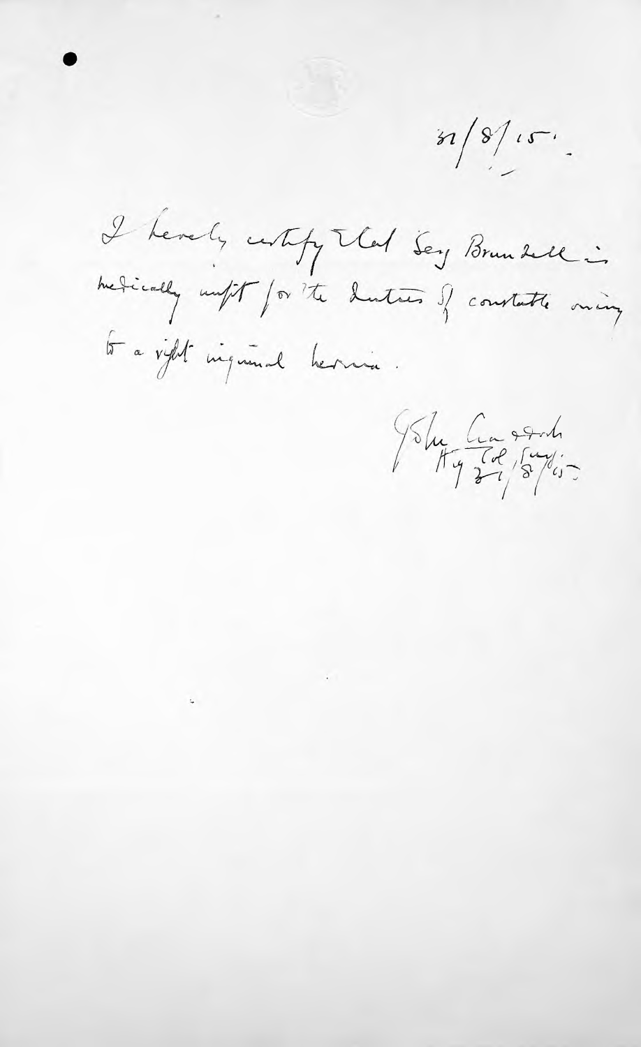31/8/15.

I hereby certify that Sergt Brundell is medically unfit for the duties of constable owing to a right inguinal hernia.

John Cracroft
Hy Col Surg
31/8/15.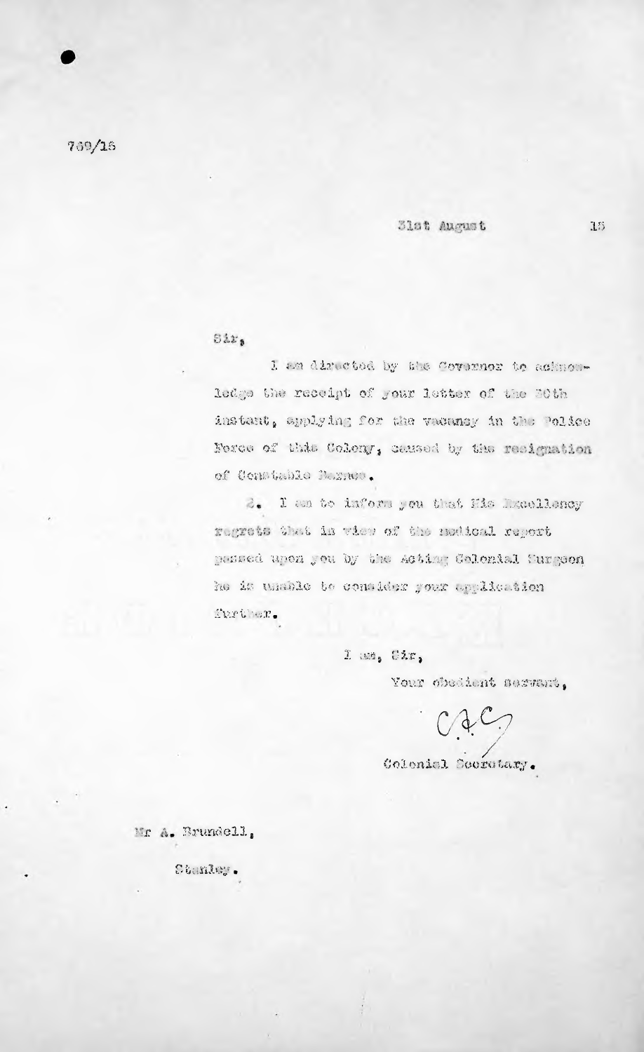769/15

31st August 15

Sir,

I am directed by the Governor to acknowledge the receipt of your letter of the 30th instant, applying for the vacancy in the Police Force of this Colony, caused by the resignation of Constable Barnes.

2. I am to inform you that His Excellency regrets that in view of the medical report passed upon you by the Acting Colonial Surgeon he is unable to consider your application further.

I am, Sir,

Your obedient servant,

C.A.C.

Colonial Secretary.

Mr A. Brundell,

Stanley.